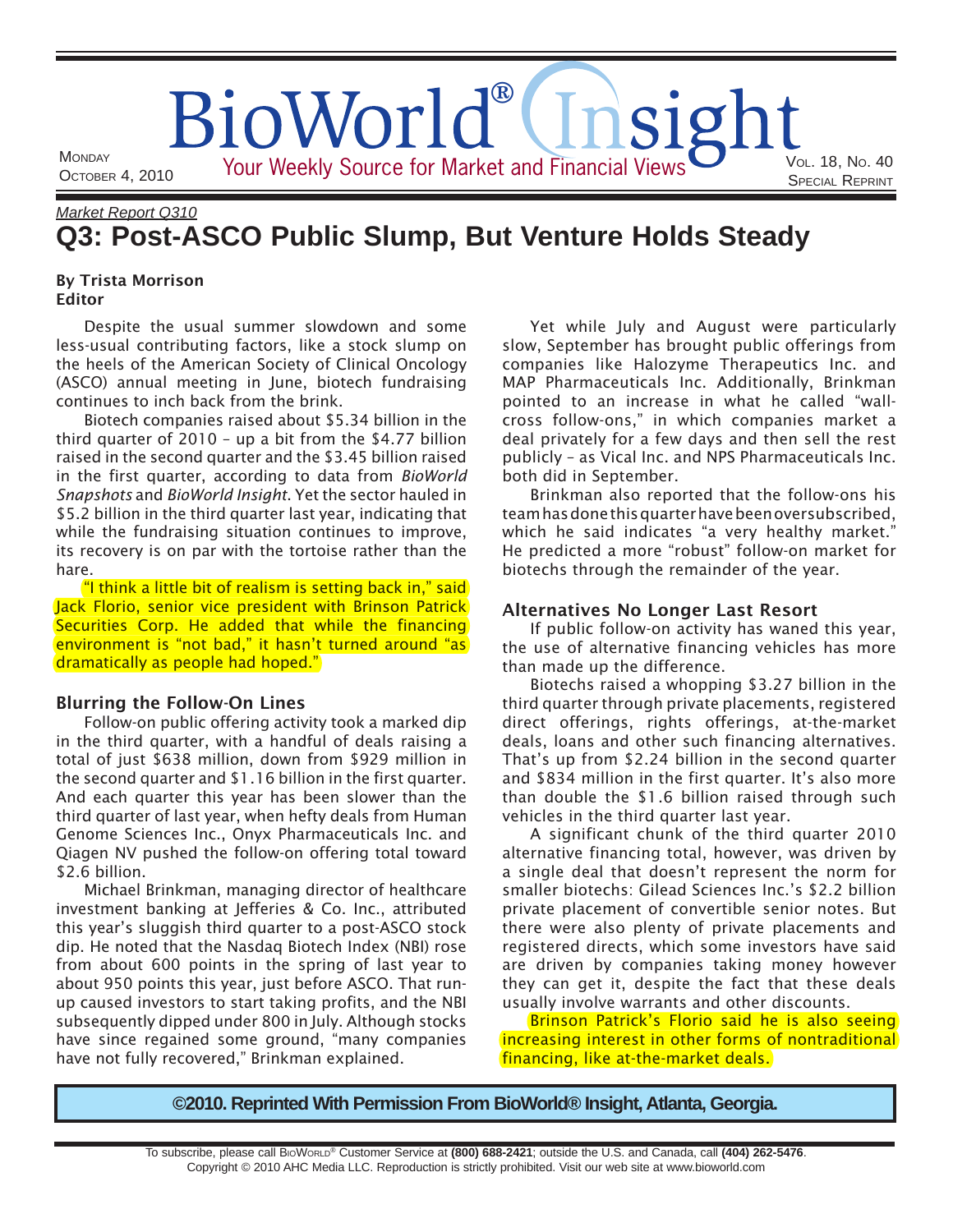*Market Report Q310*

# Q3: Post-ASCO Public Slump, But Venture Holds Steady

**By Trista Morrison**
**Editor**

Despite the usual summer slowdown and some less-usual contributing factors, like a stock slump on the heels of the American Society of Clinical Oncology (ASCO) annual meeting in June, biotech fundraising continues to inch back from the brink.

Biotech companies raised about $5.34 billion in the third quarter of 2010 – up a bit from the $4.77 billion raised in the second quarter and the $3.45 billion raised in the first quarter, according to data from *BioWorld Snapshots* and *BioWorld Insight*. Yet the sector hauled in $5.2 billion in the third quarter last year, indicating that while the fundraising situation continues to improve, its recovery is on par with the tortoise rather than the hare.

"I think a little bit of realism is setting back in," said Jack Florio, senior vice president with Brinson Patrick Securities Corp. He added that while the financing environment is "not bad," it hasn't turned around "as dramatically as people had hoped."

## Blurring the Follow-On Lines

Follow-on public offering activity took a marked dip in the third quarter, with a handful of deals raising a total of just $638 million, down from $929 million in the second quarter and $1.16 billion in the first quarter. And each quarter this year has been slower than the third quarter of last year, when hefty deals from Human Genome Sciences Inc., Onyx Pharmaceuticals Inc. and Qiagen NV pushed the follow-on offering total toward $2.6 billion.

Michael Brinkman, managing director of healthcare investment banking at Jefferies & Co. Inc., attributed this year's sluggish third quarter to a post-ASCO stock dip. He noted that the Nasdaq Biotech Index (NBI) rose from about 600 points in the spring of last year to about 950 points this year, just before ASCO. That run-up caused investors to start taking profits, and the NBI subsequently dipped under 800 in July. Although stocks have since regained some ground, "many companies have not fully recovered," Brinkman explained.

Yet while July and August were particularly slow, September has brought public offerings from companies like Halozyme Therapeutics Inc. and MAP Pharmaceuticals Inc. Additionally, Brinkman pointed to an increase in what he called "wall-cross follow-ons," in which companies market a deal privately for a few days and then sell the rest publicly – as Vical Inc. and NPS Pharmaceuticals Inc. both did in September.

Brinkman also reported that the follow-ons his team has done this quarter have been oversubscribed, which he said indicates "a very healthy market." He predicted a more "robust" follow-on market for biotechs through the remainder of the year.

## Alternatives No Longer Last Resort

If public follow-on activity has waned this year, the use of alternative financing vehicles has more than made up the difference.

Biotechs raised a whopping $3.27 billion in the third quarter through private placements, registered direct offerings, rights offerings, at-the-market deals, loans and other such financing alternatives. That's up from $2.24 billion in the second quarter and $834 million in the first quarter. It's also more than double the $1.6 billion raised through such vehicles in the third quarter last year.

A significant chunk of the third quarter 2010 alternative financing total, however, was driven by a single deal that doesn't represent the norm for smaller biotechs: Gilead Sciences Inc.'s $2.2 billion private placement of convertible senior notes. But there were also plenty of private placements and registered directs, which some investors have said are driven by companies taking money however they can get it, despite the fact that these deals usually involve warrants and other discounts.

Brinson Patrick's Florio said he is also seeing increasing interest in other forms of nontraditional financing, like at-the-market deals.

**©2010. Reprinted With Permission From BioWorld® Insight, Atlanta, Georgia.**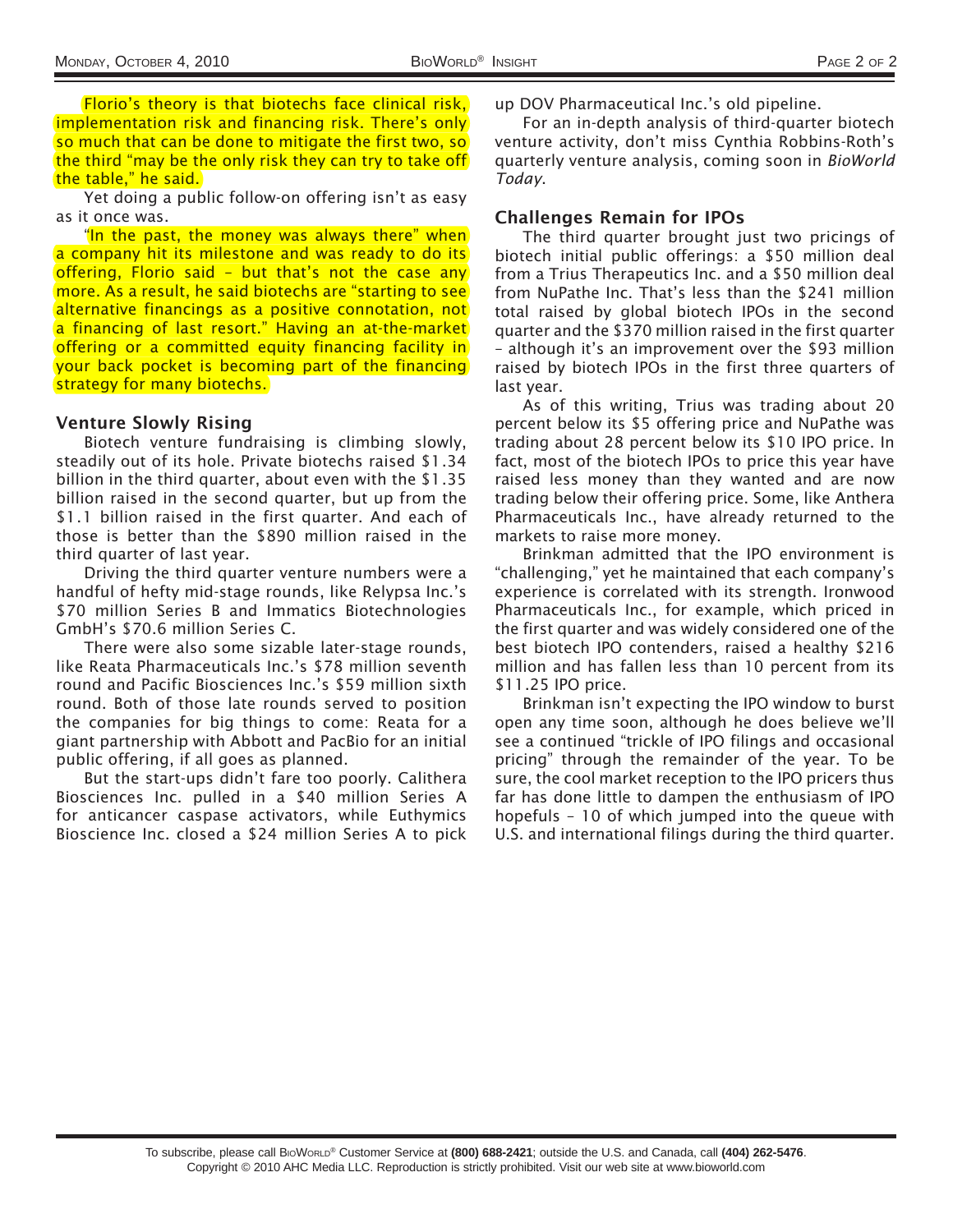Florio's theory is that biotechs face clinical risk, implementation risk and financing risk. There's only so much that can be done to mitigate the first two, so the third "may be the only risk they can try to take off the table," he said.

Yet doing a public follow-on offering isn't as easy as it once was.

"In the past, the money was always there" when a company hit its milestone and was ready to do its offering, Florio said – but that's not the case any more. As a result, he said biotechs are "starting to see alternative financings as a positive connotation, not a financing of last resort." Having an at-the-market offering or a committed equity financing facility in your back pocket is becoming part of the financing strategy for many biotechs.

### Venture Slowly Rising

Biotech venture fundraising is climbing slowly, steadily out of its hole. Private biotechs raised $1.34 billion in the third quarter, about even with the $1.35 billion raised in the second quarter, but up from the $1.1 billion raised in the first quarter. And each of those is better than the $890 million raised in the third quarter of last year.

Driving the third quarter venture numbers were a handful of hefty mid-stage rounds, like Relypsa Inc.'s $70 million Series B and Immatics Biotechnologies GmbH's $70.6 million Series C.

There were also some sizable later-stage rounds, like Reata Pharmaceuticals Inc.'s $78 million seventh round and Pacific Biosciences Inc.'s $59 million sixth round. Both of those late rounds served to position the companies for big things to come: Reata for a giant partnership with Abbott and PacBio for an initial public offering, if all goes as planned.

But the start-ups didn't fare too poorly. Calithera Biosciences Inc. pulled in a $40 million Series A for anticancer caspase activators, while Euthymics Bioscience Inc. closed a $24 million Series A to pick up DOV Pharmaceutical Inc.'s old pipeline.

For an in-depth analysis of third-quarter biotech venture activity, don't miss Cynthia Robbins-Roth's quarterly venture analysis, coming soon in *BioWorld Today*.

### Challenges Remain for IPOs

The third quarter brought just two pricings of biotech initial public offerings: a $50 million deal from a Trius Therapeutics Inc. and a $50 million deal from NuPathe Inc. That's less than the $241 million total raised by global biotech IPOs in the second quarter and the $370 million raised in the first quarter – although it's an improvement over the $93 million raised by biotech IPOs in the first three quarters of last year.

As of this writing, Trius was trading about 20 percent below its $5 offering price and NuPathe was trading about 28 percent below its $10 IPO price. In fact, most of the biotech IPOs to price this year have raised less money than they wanted and are now trading below their offering price. Some, like Anthera Pharmaceuticals Inc., have already returned to the markets to raise more money.

Brinkman admitted that the IPO environment is "challenging," yet he maintained that each company's experience is correlated with its strength. Ironwood Pharmaceuticals Inc., for example, which priced in the first quarter and was widely considered one of the best biotech IPO contenders, raised a healthy $216 million and has fallen less than 10 percent from its $11.25 IPO price.

Brinkman isn't expecting the IPO window to burst open any time soon, although he does believe we'll see a continued "trickle of IPO filings and occasional pricing" through the remainder of the year. To be sure, the cool market reception to the IPO pricers thus far has done little to dampen the enthusiasm of IPO hopefuls – 10 of which jumped into the queue with U.S. and international filings during the third quarter.

To subscribe, please call BioWorld® Customer Service at **(800) 688-2421**; outside the U.S. and Canada, call **(404) 262-5476**.
Copyright © 2010 AHC Media LLC. Reproduction is strictly prohibited. Visit our web site at www.bioworld.com